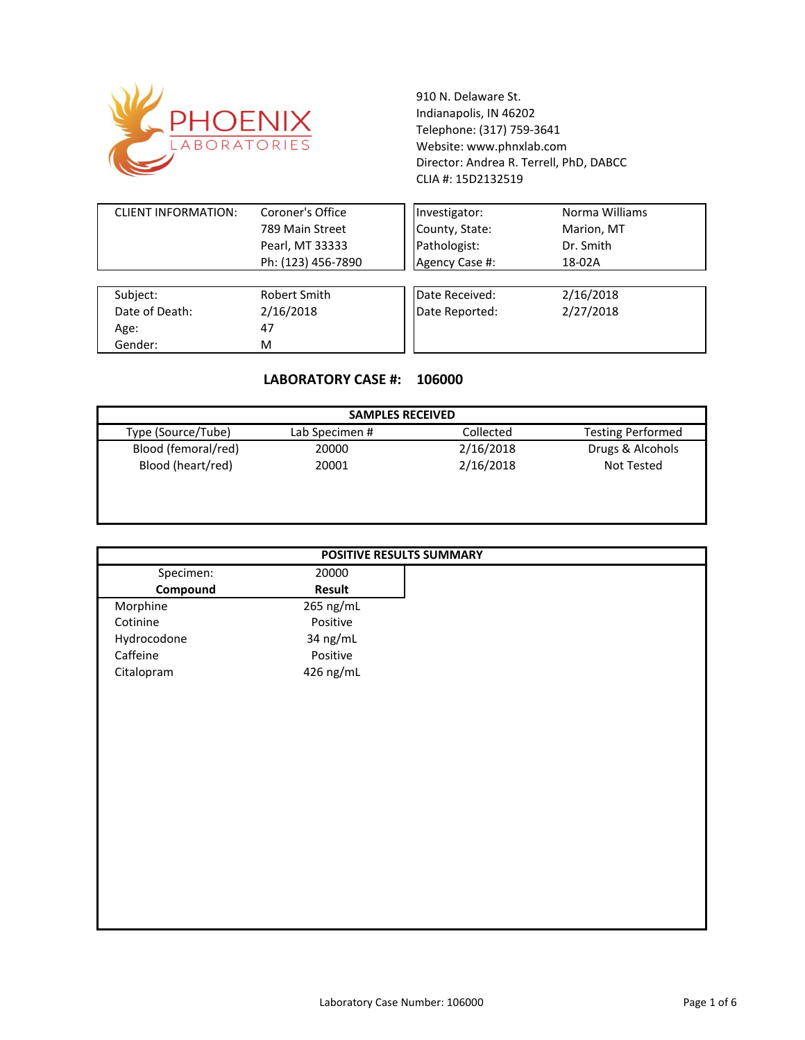# PHOENIX LABORATORIES

910 N. Delaware St.
Indianapolis, IN 46202
Telephone: (317) 759-3641
Website: www.phnxlab.com
Director: Andrea R. Terrell, PhD, DABCC
CLIA #: 15D2132519

| CLIENT INFORMATION: | Coroner's Office<br>789 Main Street<br>Pearl, MT 33333<br>Ph: (123) 456-7890 |
|---|---|

| | |
|---|---|
| Investigator: | Norma Williams |
| County, State: | Marion, MT |
| Pathologist: | Dr. Smith |
| Agency Case #: | 18-02A |

| | |
|---|---|
| Subject: | Robert Smith |
| Date of Death: | 2/16/2018 |
| Age: | 47 |
| Gender: | M |

| | |
|---|---|
| Date Received: | 2/16/2018 |
| Date Reported: | 2/27/2018 |

**LABORATORY CASE #: 106000**

**SAMPLES RECEIVED**

| Type (Source/Tube) | Lab Specimen # | Collected | Testing Performed |
|---|---|---|---|
| Blood (femoral/red) | 20000 | 2/16/2018 | Drugs & Alcohols |
| Blood (heart/red) | 20001 | 2/16/2018 | Not Tested |

**POSITIVE RESULTS SUMMARY**

| Specimen: | 20000 |
|---|---|
| **Compound** | **Result** |
| Morphine | 265 ng/mL |
| Cotinine | Positive |
| Hydrocodone | 34 ng/mL |
| Caffeine | Positive |
| Citalopram | 426 ng/mL |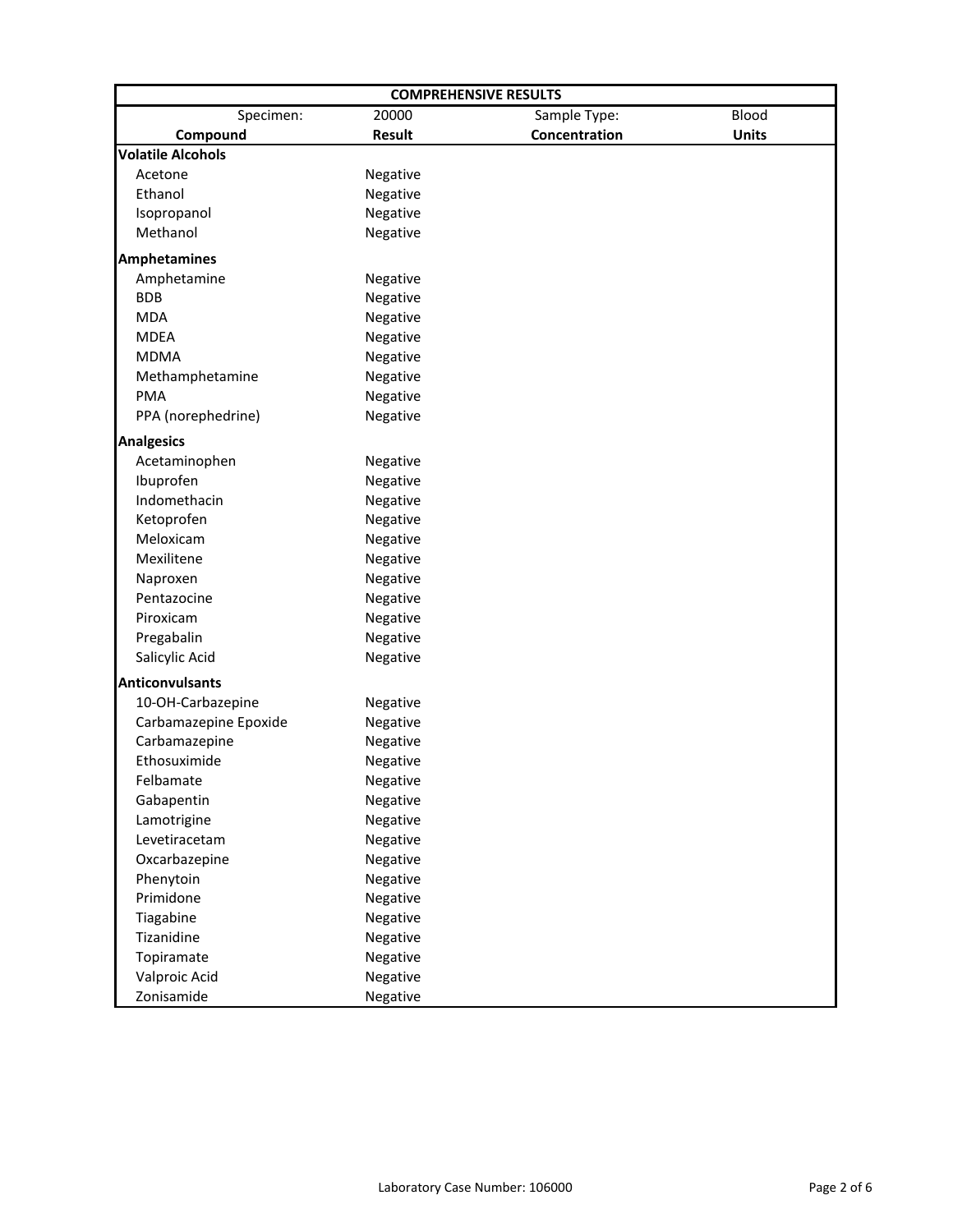| COMPREHENSIVE RESULTS | | | |
|---|---|---|---|
| Specimen: | 20000 | Sample Type: | Blood |
| **Compound** | **Result** | **Concentration** | **Units** |
| **Volatile Alcohols** | | | |
| Acetone | Negative | | |
| Ethanol | Negative | | |
| Isopropanol | Negative | | |
| Methanol | Negative | | |
| **Amphetamines** | | | |
| Amphetamine | Negative | | |
| BDB | Negative | | |
| MDA | Negative | | |
| MDEA | Negative | | |
| MDMA | Negative | | |
| Methamphetamine | Negative | | |
| PMA | Negative | | |
| PPA (norephedrine) | Negative | | |
| **Analgesics** | | | |
| Acetaminophen | Negative | | |
| Ibuprofen | Negative | | |
| Indomethacin | Negative | | |
| Ketoprofen | Negative | | |
| Meloxicam | Negative | | |
| Mexilitene | Negative | | |
| Naproxen | Negative | | |
| Pentazocine | Negative | | |
| Piroxicam | Negative | | |
| Pregabalin | Negative | | |
| Salicylic Acid | Negative | | |
| **Anticonvulsants** | | | |
| 10-OH-Carbazepine | Negative | | |
| Carbamazepine Epoxide | Negative | | |
| Carbamazepine | Negative | | |
| Ethosuximide | Negative | | |
| Felbamate | Negative | | |
| Gabapentin | Negative | | |
| Lamotrigine | Negative | | |
| Levetiracetam | Negative | | |
| Oxcarbazepine | Negative | | |
| Phenytoin | Negative | | |
| Primidone | Negative | | |
| Tiagabine | Negative | | |
| Tizanidine | Negative | | |
| Topiramate | Negative | | |
| Valproic Acid | Negative | | |
| Zonisamide | Negative | | |

Laboratory Case Number: 106000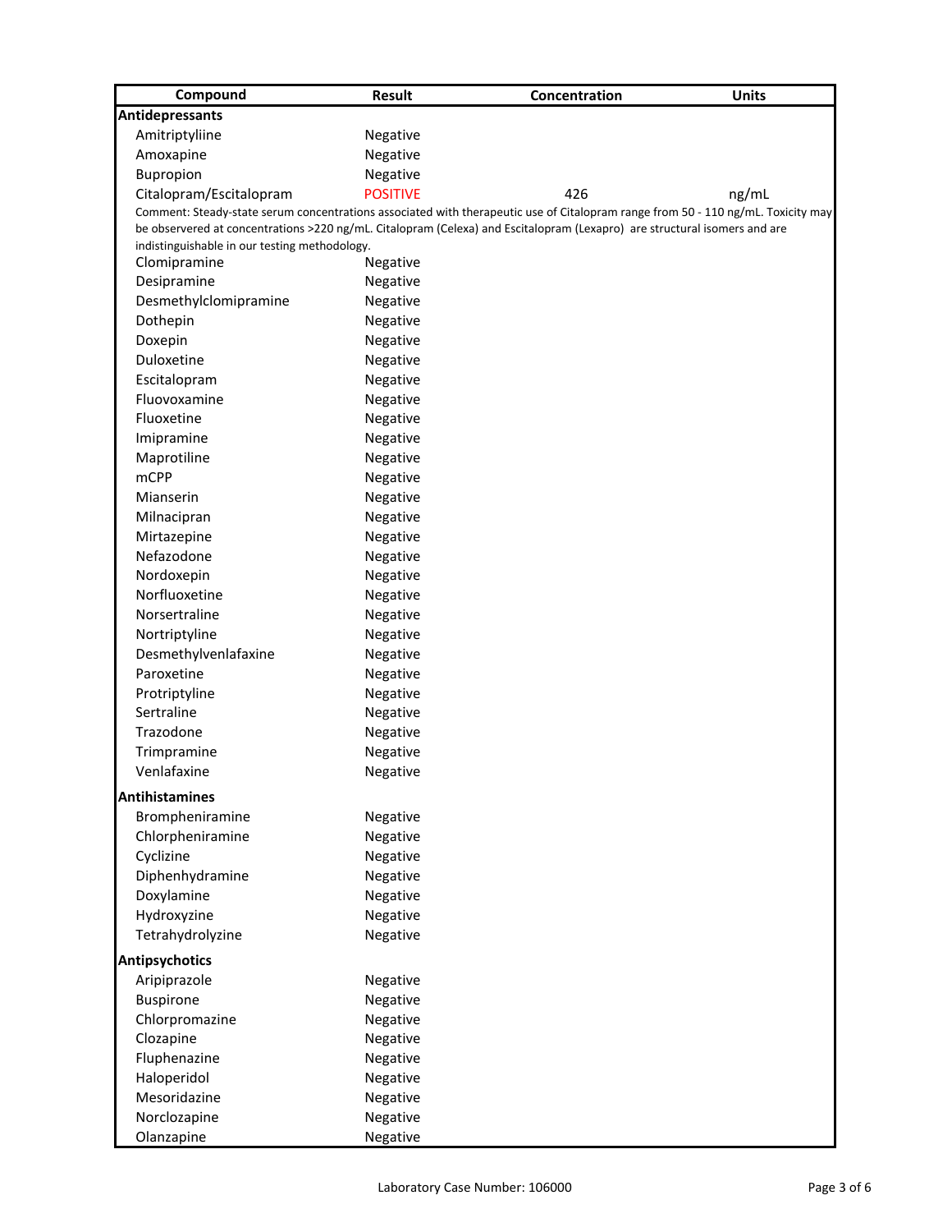| Compound | Result | Concentration | Units |
|---|---|---|---|
| **Antidepressants** | | | |
| Amitriptyliine | Negative | | |
| Amoxapine | Negative | | |
| Bupropion | Negative | | |
| Citalopram/Escitalopram | POSITIVE | 426 | ng/mL |
| Comment: Steady-state serum concentrations associated with therapeutic use of Citalopram range from 50 - 110 ng/mL. Toxicity may be observed at concentrations >220 ng/mL. Citalopram (Celexa) and Escitalopram (Lexapro) are structural isomers and are indistinguishable in our testing methodology. | | | |
| Clomipramine | Negative | | |
| Desipramine | Negative | | |
| Desmethylclomipramine | Negative | | |
| Dothepin | Negative | | |
| Doxepin | Negative | | |
| Duloxetine | Negative | | |
| Escitalopram | Negative | | |
| Fluovoxamine | Negative | | |
| Fluoxetine | Negative | | |
| Imipramine | Negative | | |
| Maprotiline | Negative | | |
| mCPP | Negative | | |
| Mianserin | Negative | | |
| Milnacipran | Negative | | |
| Mirtazepine | Negative | | |
| Nefazodone | Negative | | |
| Nordoxepin | Negative | | |
| Norfluoxetine | Negative | | |
| Norsertraline | Negative | | |
| Nortriptyline | Negative | | |
| Desmethylvenlafaxine | Negative | | |
| Paroxetine | Negative | | |
| Protriptyline | Negative | | |
| Sertraline | Negative | | |
| Trazodone | Negative | | |
| Trimpramine | Negative | | |
| Venlafaxine | Negative | | |
| **Antihistamines** | | | |
| Brompheniramine | Negative | | |
| Chlorpheniramine | Negative | | |
| Cyclizine | Negative | | |
| Diphenhydramine | Negative | | |
| Doxylamine | Negative | | |
| Hydroxyzine | Negative | | |
| Tetrahydrolyzine | Negative | | |
| **Antipsychotics** | | | |
| Aripiprazole | Negative | | |
| Buspirone | Negative | | |
| Chlorpromazine | Negative | | |
| Clozapine | Negative | | |
| Fluphenazine | Negative | | |
| Haloperidol | Negative | | |
| Mesoridazine | Negative | | |
| Norclozapine | Negative | | |
| Olanzapine | Negative | | |

Laboratory Case Number: 106000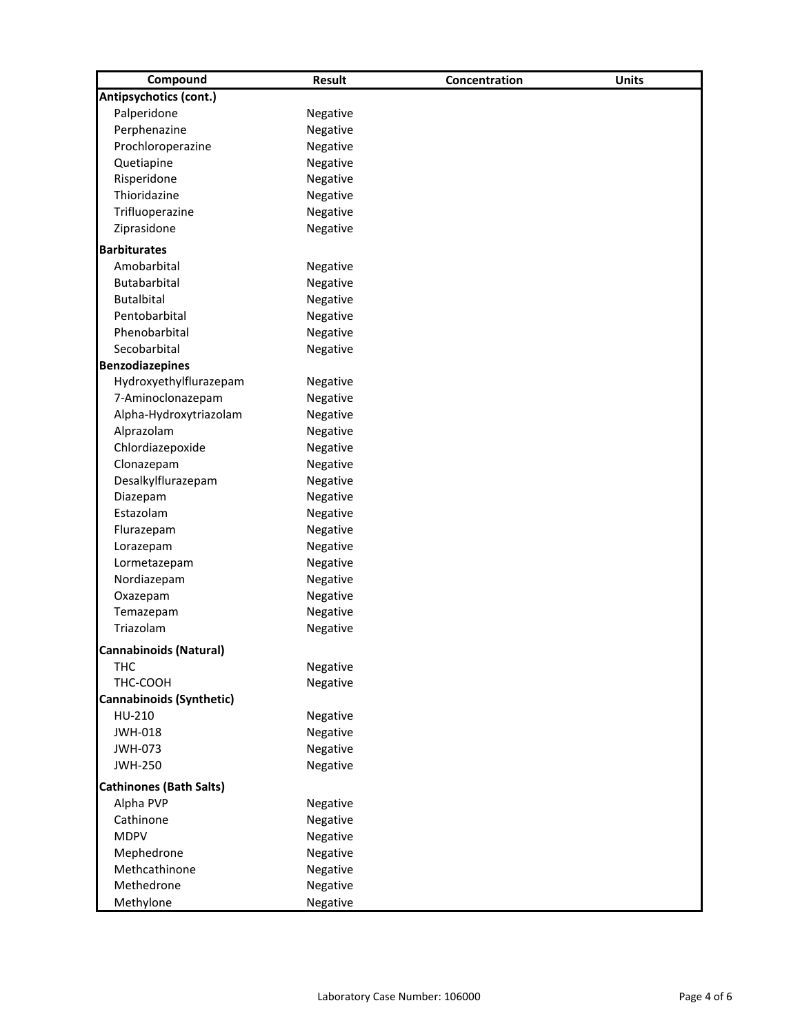| Compound | Result | Concentration | Units |
|---|---|---|---|
| **Antipsychotics (cont.)** | | | |
| Palperidone | Negative | | |
| Perphenazine | Negative | | |
| Prochloroperazine | Negative | | |
| Quetiapine | Negative | | |
| Risperidone | Negative | | |
| Thioridazine | Negative | | |
| Trifluoperazine | Negative | | |
| Ziprasidone | Negative | | |
| **Barbiturates** | | | |
| Amobarbital | Negative | | |
| Butabarbital | Negative | | |
| Butalbital | Negative | | |
| Pentobarbital | Negative | | |
| Phenobarbital | Negative | | |
| Secobarbital | Negative | | |
| **Benzodiazepines** | | | |
| Hydroxyethylflurazepam | Negative | | |
| 7-Aminoclonazepam | Negative | | |
| Alpha-Hydroxytriazolam | Negative | | |
| Alprazolam | Negative | | |
| Chlordiazepoxide | Negative | | |
| Clonazepam | Negative | | |
| Desalkylflurazepam | Negative | | |
| Diazepam | Negative | | |
| Estazolam | Negative | | |
| Flurazepam | Negative | | |
| Lorazepam | Negative | | |
| Lormetazepam | Negative | | |
| Nordiazepam | Negative | | |
| Oxazepam | Negative | | |
| Temazepam | Negative | | |
| Triazolam | Negative | | |
| **Cannabinoids (Natural)** | | | |
| THC | Negative | | |
| THC-COOH | Negative | | |
| **Cannabinoids (Synthetic)** | | | |
| HU-210 | Negative | | |
| JWH-018 | Negative | | |
| JWH-073 | Negative | | |
| JWH-250 | Negative | | |
| **Cathinones (Bath Salts)** | | | |
| Alpha PVP | Negative | | |
| Cathinone | Negative | | |
| MDPV | Negative | | |
| Mephedrone | Negative | | |
| Methcathinone | Negative | | |
| Methedrone | Negative | | |
| Methylone | Negative | | |

Laboratory Case Number: 106000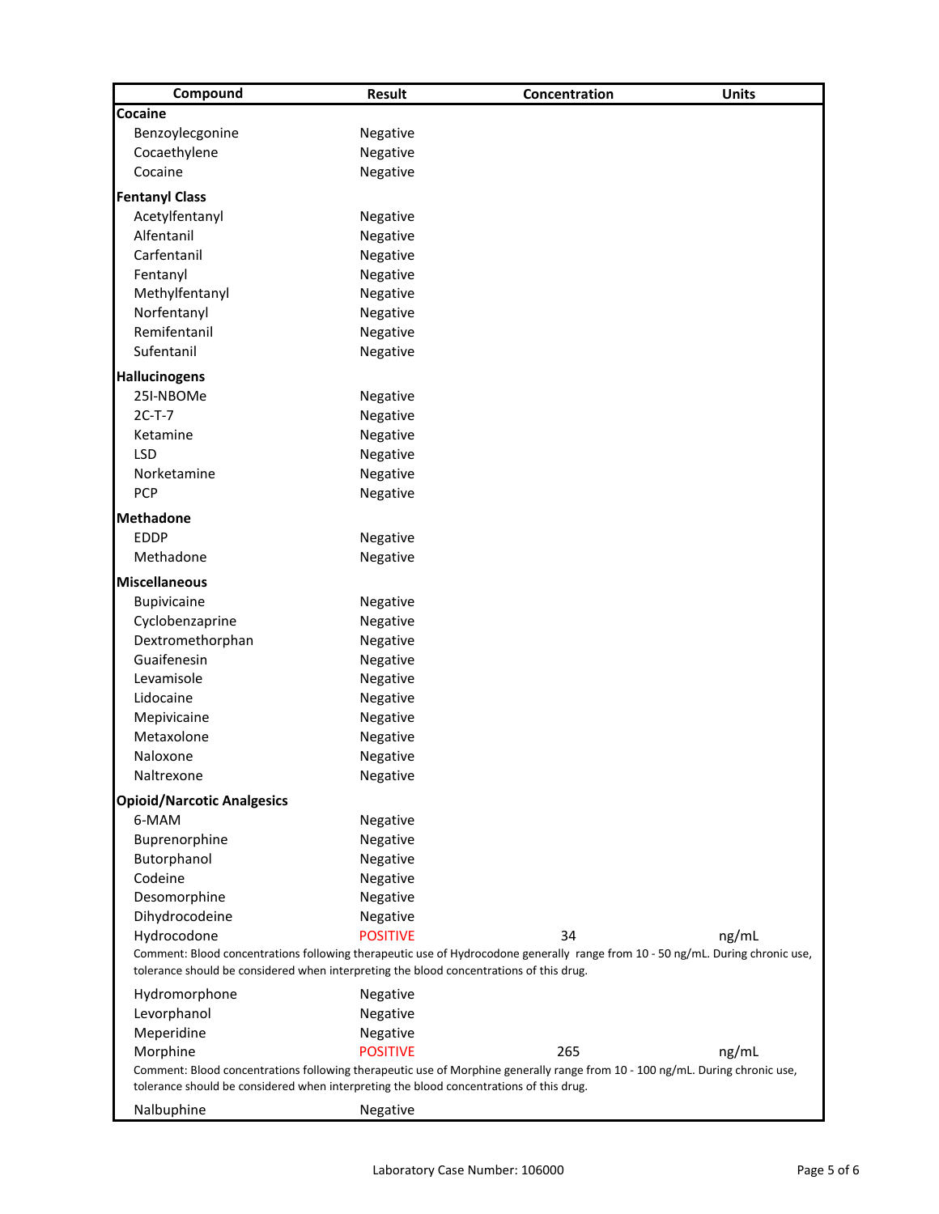| Compound | Result | Concentration | Units |
|---|---|---|---|
| **Cocaine** | | | |
| Benzoylecgonine | Negative | | |
| Cocaethylene | Negative | | |
| Cocaine | Negative | | |
| **Fentanyl Class** | | | |
| Acetylfentanyl | Negative | | |
| Alfentanil | Negative | | |
| Carfentanil | Negative | | |
| Fentanyl | Negative | | |
| Methylfentanyl | Negative | | |
| Norfentanyl | Negative | | |
| Remifentanil | Negative | | |
| Sufentanil | Negative | | |
| **Hallucinogens** | | | |
| 25I-NBOMe | Negative | | |
| 2C-T-7 | Negative | | |
| Ketamine | Negative | | |
| LSD | Negative | | |
| Norketamine | Negative | | |
| PCP | Negative | | |
| **Methadone** | | | |
| EDDP | Negative | | |
| Methadone | Negative | | |
| **Miscellaneous** | | | |
| Bupivicaine | Negative | | |
| Cyclobenzaprine | Negative | | |
| Dextromethorphan | Negative | | |
| Guaifenesin | Negative | | |
| Levamisole | Negative | | |
| Lidocaine | Negative | | |
| Mepivicaine | Negative | | |
| Metaxolone | Negative | | |
| Naloxone | Negative | | |
| Naltrexone | Negative | | |
| **Opioid/Narcotic Analgesics** | | | |
| 6-MAM | Negative | | |
| Buprenorphine | Negative | | |
| Butorphanol | Negative | | |
| Codeine | Negative | | |
| Desomorphine | Negative | | |
| Dihydrocodeine | Negative | | |
| Hydrocodone | POSITIVE | 34 | ng/mL |
| Comment: Blood concentrations following therapeutic use of Hydrocodone generally range from 10 - 50 ng/mL. During chronic use, tolerance should be considered when interpreting the blood concentrations of this drug. | | | |
| Hydromorphone | Negative | | |
| Levorphanol | Negative | | |
| Meperidine | Negative | | |
| Morphine | POSITIVE | 265 | ng/mL |
| Comment: Blood concentrations following therapeutic use of Morphine generally range from 10 - 100 ng/mL. During chronic use, tolerance should be considered when interpreting the blood concentrations of this drug. | | | |
| Nalbuphine | Negative | | |

Laboratory Case Number: 106000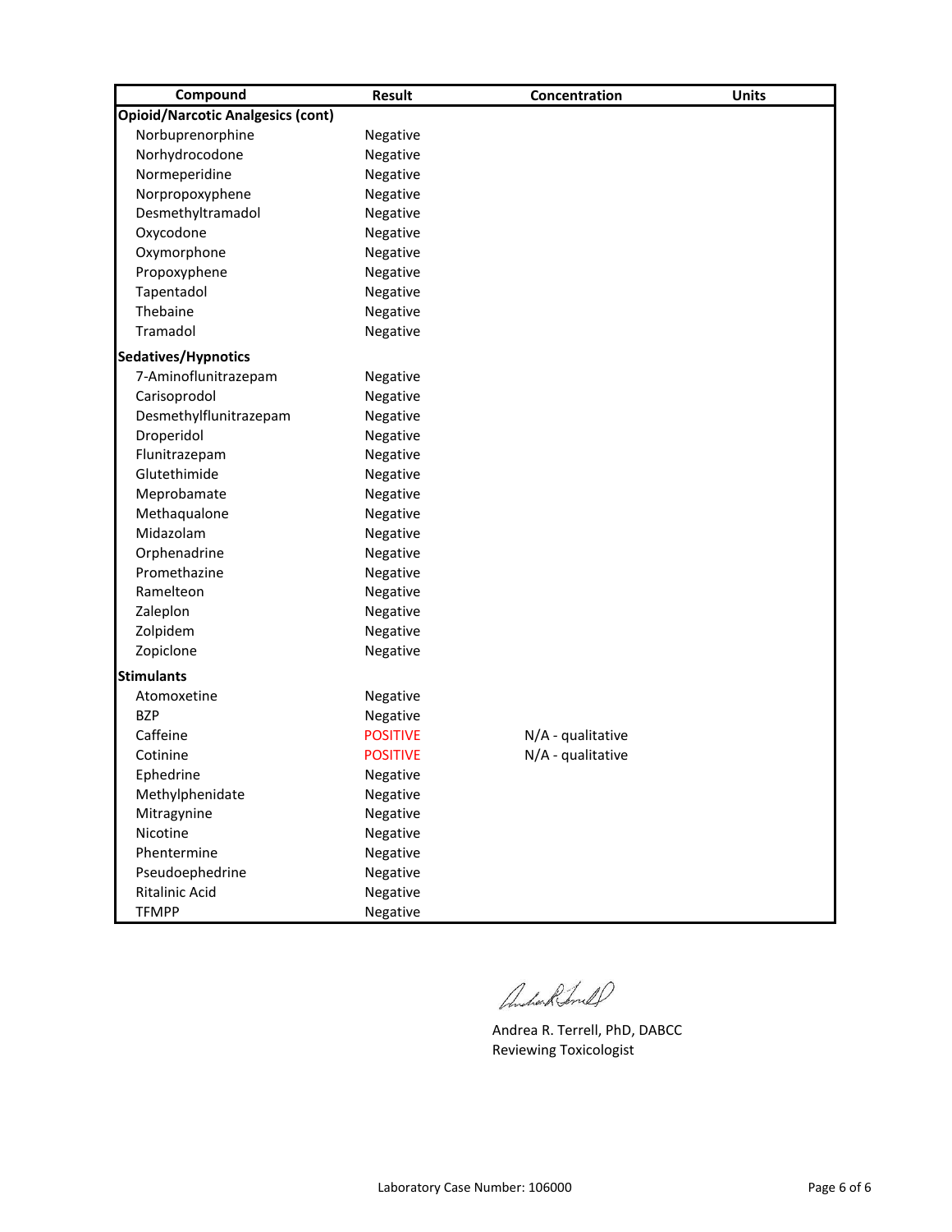| Compound | Result | Concentration | Units |
|---|---|---|---|
| **Opioid/Narcotic Analgesics (cont)** | | | |
| Norbuprenorphine | Negative | | |
| Norhydrocodone | Negative | | |
| Normeperidine | Negative | | |
| Norpropoxyphene | Negative | | |
| Desmethyltramadol | Negative | | |
| Oxycodone | Negative | | |
| Oxymorphone | Negative | | |
| Propoxyphene | Negative | | |
| Tapentadol | Negative | | |
| Thebaine | Negative | | |
| Tramadol | Negative | | |
| **Sedatives/Hypnotics** | | | |
| 7-Aminoflunitrazepam | Negative | | |
| Carisoprodol | Negative | | |
| Desmethylflunitrazepam | Negative | | |
| Droperidol | Negative | | |
| Flunitrazepam | Negative | | |
| Glutethimide | Negative | | |
| Meprobamate | Negative | | |
| Methaqualone | Negative | | |
| Midazolam | Negative | | |
| Orphenadrine | Negative | | |
| Promethazine | Negative | | |
| Ramelteon | Negative | | |
| Zaleplon | Negative | | |
| Zolpidem | Negative | | |
| Zopiclone | Negative | | |
| **Stimulants** | | | |
| Atomoxetine | Negative | | |
| BZP | Negative | | |
| Caffeine | POSITIVE | N/A - qualitative | |
| Cotinine | POSITIVE | N/A - qualitative | |
| Ephedrine | Negative | | |
| Methylphenidate | Negative | | |
| Mitragynine | Negative | | |
| Nicotine | Negative | | |
| Phentermine | Negative | | |
| Pseudoephedrine | Negative | | |
| Ritalinic Acid | Negative | | |
| TFMPP | Negative | | |

Andrea R. Terrell, PhD, DABCC
Reviewing Toxicologist

Laboratory Case Number: 106000